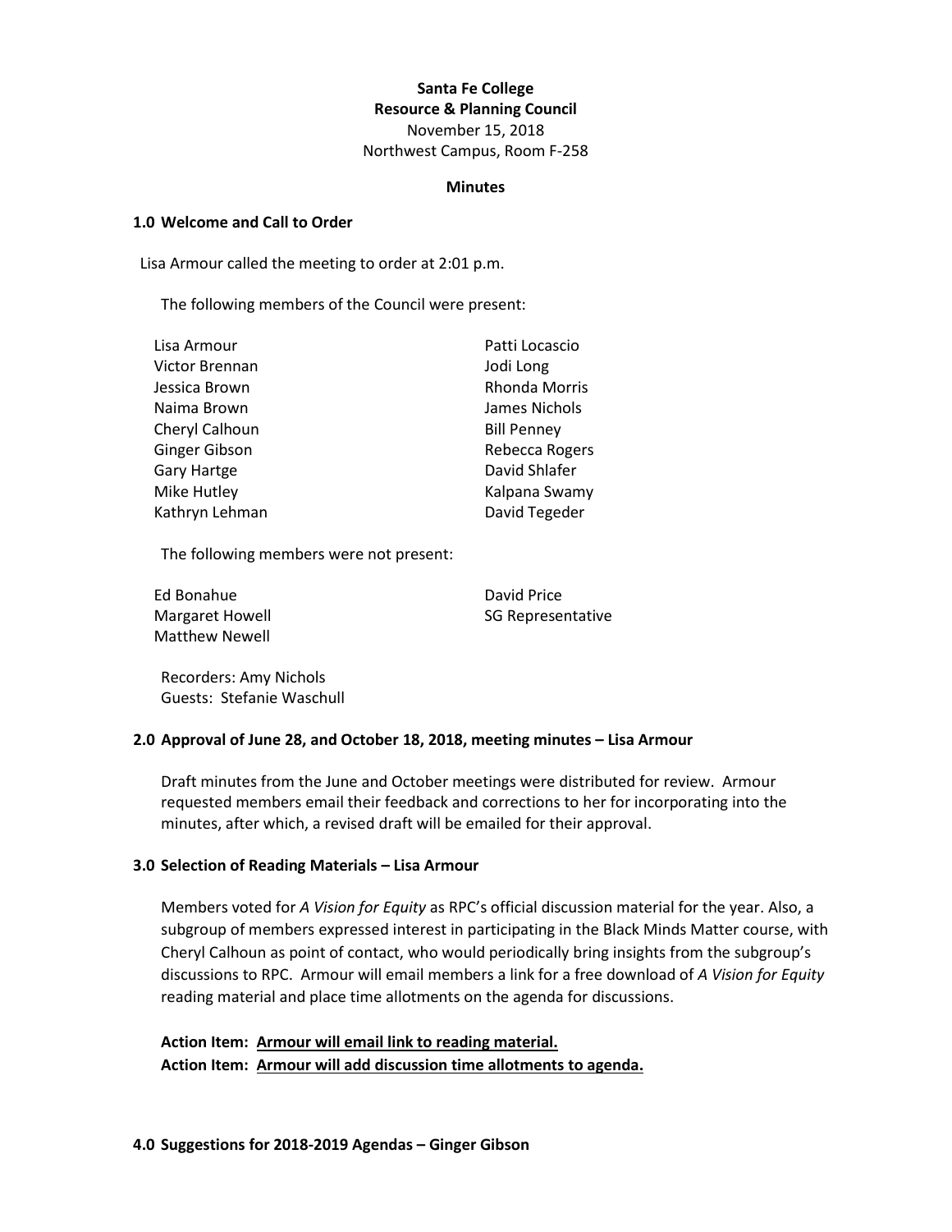**Santa Fe College**
**Resource & Planning Council**
November 15, 2018
Northwest Campus, Room F-258

**Minutes**

## 1.0 Welcome and Call to Order

Lisa Armour called the meeting to order at 2:01 p.m.

The following members of the Council were present:

| | |
|---|---|
| Lisa Armour | Patti Locascio |
| Victor Brennan | Jodi Long |
| Jessica Brown | Rhonda Morris |
| Naima Brown | James Nichols |
| Cheryl Calhoun | Bill Penney |
| Ginger Gibson | Rebecca Rogers |
| Gary Hartge | David Shlafer |
| Mike Hutley | Kalpana Swamy |
| Kathryn Lehman | David Tegeder |

The following members were not present:

| | |
|---|---|
| Ed Bonahue | David Price |
| Margaret Howell | SG Representative |
| Matthew Newell | |

Recorders: Amy Nichols
Guests: Stefanie Waschull

## 2.0 Approval of June 28, and October 18, 2018, meeting minutes – Lisa Armour

Draft minutes from the June and October meetings were distributed for review. Armour requested members email their feedback and corrections to her for incorporating into the minutes, after which, a revised draft will be emailed for their approval.

## 3.0 Selection of Reading Materials – Lisa Armour

Members voted for *A Vision for Equity* as RPC's official discussion material for the year. Also, a subgroup of members expressed interest in participating in the Black Minds Matter course, with Cheryl Calhoun as point of contact, who would periodically bring insights from the subgroup's discussions to RPC. Armour will email members a link for a free download of *A Vision for Equity* reading material and place time allotments on the agenda for discussions.

**Action Item: <u>Armour will email link to reading material.</u>**
**Action Item: <u>Armour will add discussion time allotments to agenda.</u>**

## 4.0 Suggestions for 2018-2019 Agendas – Ginger Gibson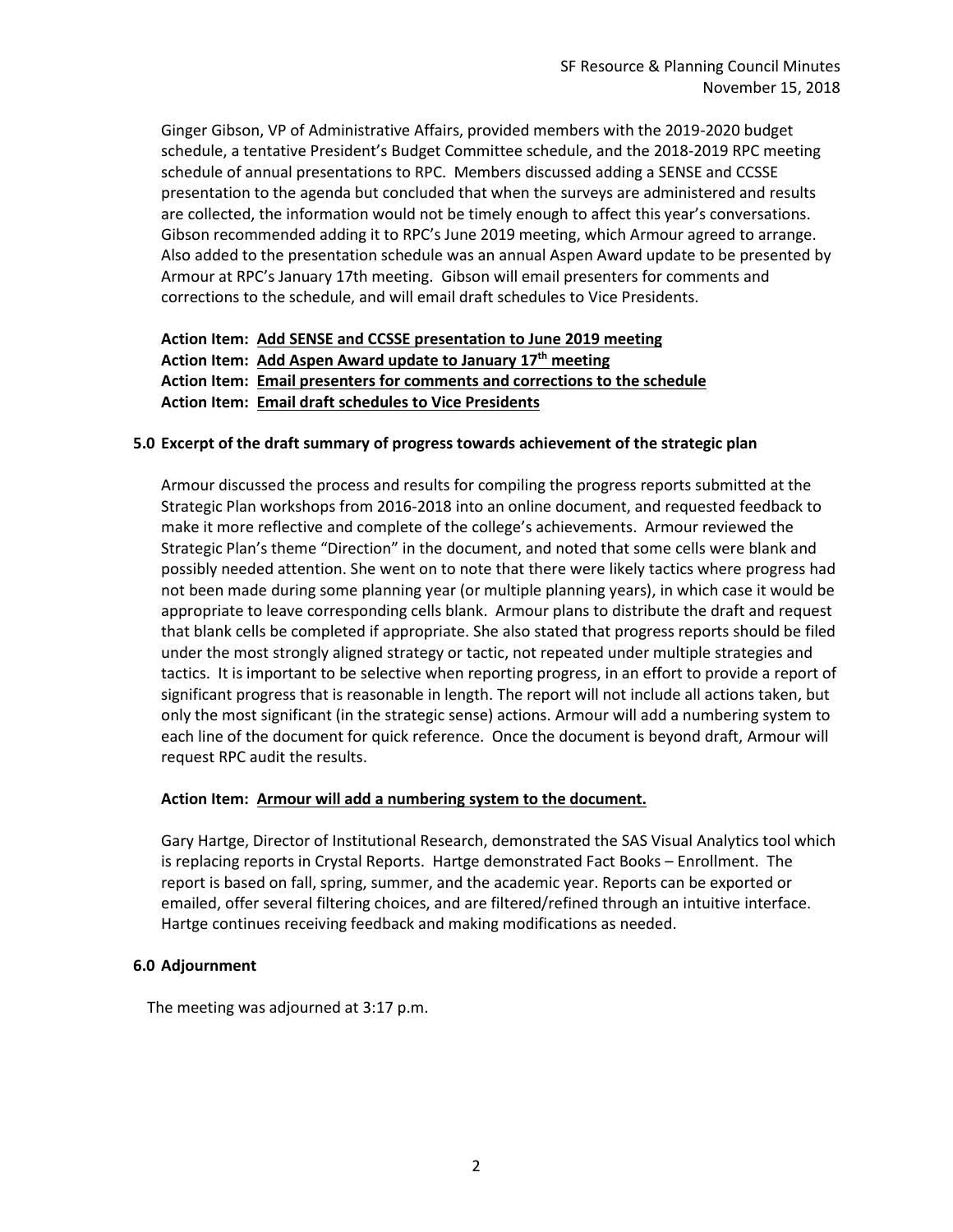Ginger Gibson, VP of Administrative Affairs, provided members with the 2019-2020 budget schedule, a tentative President's Budget Committee schedule, and the 2018-2019 RPC meeting schedule of annual presentations to RPC. Members discussed adding a SENSE and CCSSE presentation to the agenda but concluded that when the surveys are administered and results are collected, the information would not be timely enough to affect this year's conversations. Gibson recommended adding it to RPC's June 2019 meeting, which Armour agreed to arrange. Also added to the presentation schedule was an annual Aspen Award update to be presented by Armour at RPC's January 17th meeting. Gibson will email presenters for comments and corrections to the schedule, and will email draft schedules to Vice Presidents.

**Action Item: Add SENSE and CCSSE presentation to June 2019 meeting**
**Action Item: Add Aspen Award update to January 17th meeting**
**Action Item: Email presenters for comments and corrections to the schedule**
**Action Item: Email draft schedules to Vice Presidents**

## 5.0 Excerpt of the draft summary of progress towards achievement of the strategic plan

Armour discussed the process and results for compiling the progress reports submitted at the Strategic Plan workshops from 2016-2018 into an online document, and requested feedback to make it more reflective and complete of the college's achievements. Armour reviewed the Strategic Plan's theme "Direction" in the document, and noted that some cells were blank and possibly needed attention. She went on to note that there were likely tactics where progress had not been made during some planning year (or multiple planning years), in which case it would be appropriate to leave corresponding cells blank. Armour plans to distribute the draft and request that blank cells be completed if appropriate. She also stated that progress reports should be filed under the most strongly aligned strategy or tactic, not repeated under multiple strategies and tactics. It is important to be selective when reporting progress, in an effort to provide a report of significant progress that is reasonable in length. The report will not include all actions taken, but only the most significant (in the strategic sense) actions. Armour will add a numbering system to each line of the document for quick reference. Once the document is beyond draft, Armour will request RPC audit the results.

**Action Item: Armour will add a numbering system to the document.**

Gary Hartge, Director of Institutional Research, demonstrated the SAS Visual Analytics tool which is replacing reports in Crystal Reports. Hartge demonstrated Fact Books – Enrollment. The report is based on fall, spring, summer, and the academic year. Reports can be exported or emailed, offer several filtering choices, and are filtered/refined through an intuitive interface. Hartge continues receiving feedback and making modifications as needed.

## 6.0 Adjournment

The meeting was adjourned at 3:17 p.m.